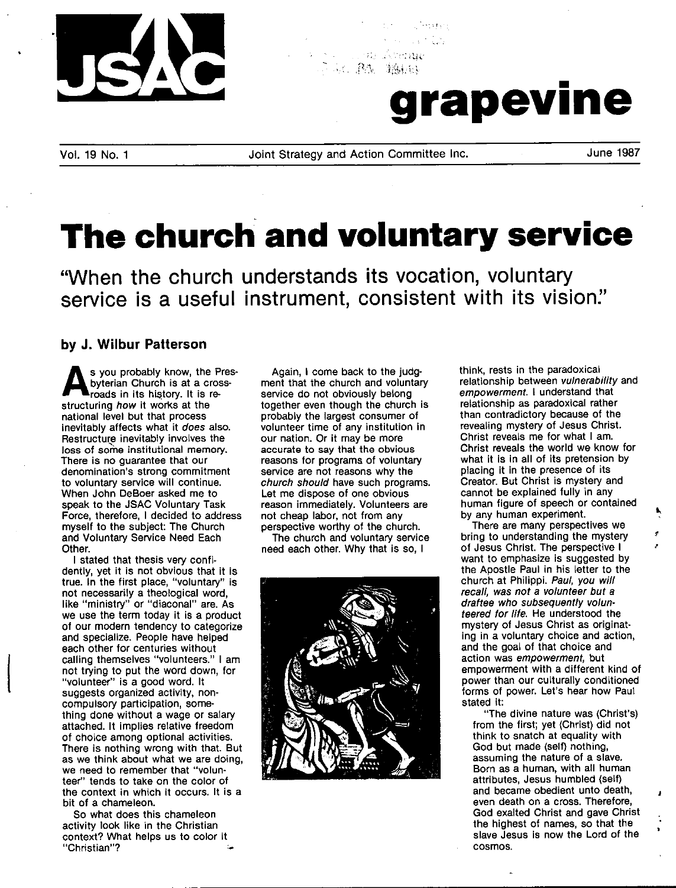# grapevine

Vol. 19 No. 1 — Joint Strategy and Action Committee Inc. — June 1987

# The church and voluntary service

## "When the church understands its vocation, voluntary service is a useful instrument, consistent with its vision."

### by J. Wilbur Patterson

As you probably know, the Presbyterian Church is at a crossroads in its history. It is restructuring *how* it works at the national level but that process inevitably affects what it *does* also. Restructure inevitably involves the loss of some institutional memory. There is no guarantee that our denomination's strong commitment to voluntary service will continue. When John DeBoer asked me to speak to the JSAC Voluntary Task Force, therefore, I decided to address myself to the subject: The Church and Voluntary Service Need Each Other.

I stated that thesis very confidently, yet it is not obvious that it is true. In the first place, "voluntary" is not necessarily a theological word, like "ministry" or "diaconal" are. As we use the term today it is a product of our modern tendency to categorize and specialize. People have helped each other for centuries without calling themselves "volunteers." I am not trying to put the word down, for "volunteer" is a good word. It suggests organized activity, noncompulsory participation, something done without a wage or salary attached. It implies relative freedom of choice among optional activities. There is nothing wrong with that. But as we think about what we are doing, we need to remember that "volunteer" tends to take on the color of the context in which it occurs. It is a bit of a chameleon.

So what does this chameleon activity look like in the Christian context? What helps us to color it "Christian"?

Again, I come back to the judgment that the church and voluntary service do not obviously belong together even though the church is probably the largest consumer of volunteer time of any institution in our nation. Or it may be more accurate to say that the obvious reasons for programs of voluntary service are not reasons why the *church should* have such programs. Let me dispose of one obvious reason immediately. Volunteers are not cheap labor, not from any perspective worthy of the church.

The church and voluntary service need each other. Why that is so, I think, rests in the paradoxical relationship between *vulnerability* and *empowerment*. I understand that relationship as paradoxical rather than contradictory because of the revealing mystery of Jesus Christ. Christ reveals me for what I am. Christ reveals the world we know for what it is in all of its pretension by placing it in the presence of its Creator. But Christ is mystery and cannot be explained fully in any human figure of speech or contained by any human experiment.

There are many perspectives we bring to understanding the mystery of Jesus Christ. The perspective I want to emphasize is suggested by the Apostle Paul in his letter to the church at Philippi. *Paul, you will recall, was not a volunteer but a draftee who subsequently volunteered for life.* He understood the mystery of Jesus Christ as originating in a voluntary choice and action, and the goal of that choice and action was *empowerment*, but empowerment with a different kind of power than our culturally conditioned forms of power. Let's hear how Paul stated it:

"The divine nature was (Christ's) from the first; yet (Christ) did not think to snatch at equality with God but made (self) nothing, assuming the nature of a slave. Born as a human, with all human attributes, Jesus humbled (self) and became obedient unto death, even death on a cross. Therefore, God exalted Christ and gave Christ the highest of names, so that the slave Jesus is now the Lord of the cosmos.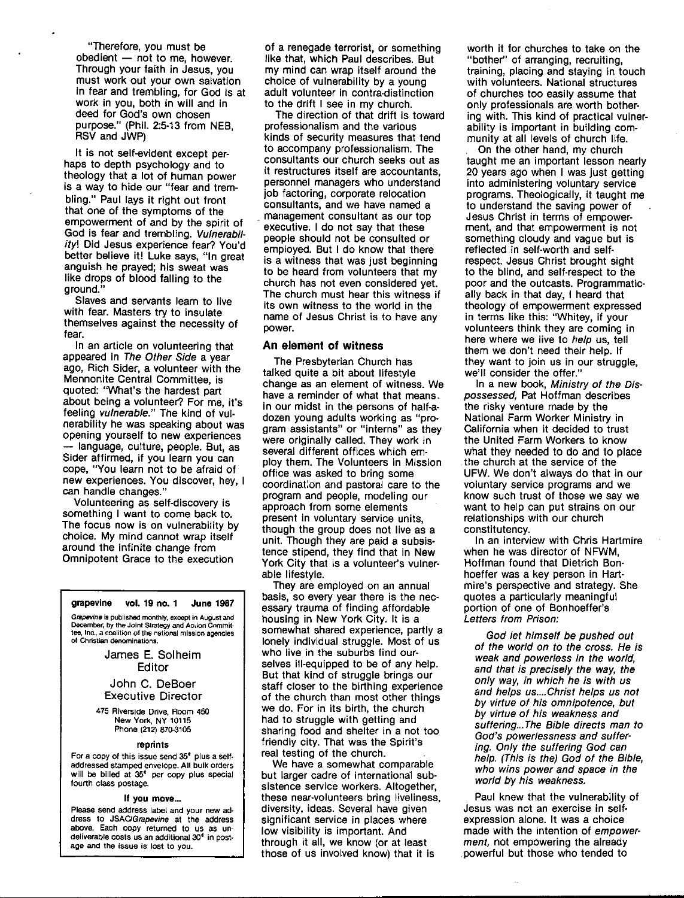"Therefore, you must be obedient — not to me, however. Through your faith in Jesus, you must work out your own salvation in fear and trembling, for God is at work in you, both in will and in deed for God's own chosen purpose." (Phil. 2:5-13 from NEB, RSV and JWP)

It is not self-evident except perhaps to depth psychology and to theology that a lot of human power is a way to hide our "fear and trembling." Paul lays it right out front that one of the symptoms of the empowerment of and by the spirit of God is fear and trembling. *Vulnerability*! Did Jesus experience fear? You'd better believe it! Luke says, "In great anguish he prayed; his sweat was like drops of blood falling to the ground."

Slaves and servants learn to live with fear. Masters try to insulate themselves against the necessity of fear.

In an article on volunteering that appeared in *The Other Side* a year ago, Rich Sider, a volunteer with the Mennonite Central Committee, is quoted: "What's the hardest part about being a volunteer? For me, it's feeling *vulnerable*." The kind of vulnerability he was speaking about was opening yourself to new experiences — language, culture, people. But, as Sider affirmed, if you learn you can cope, "You learn not to be afraid of new experiences. You discover, hey, I can handle changes."

Volunteering as self-discovery is something I want to come back to. The focus now is on vulnerability by choice. My mind cannot wrap itself around the infinite change from Omnipotent Grace to the execution of a renegade terrorist, or something like that, which Paul describes. But my mind can wrap itself around the choice of vulnerability by a young adult volunteer in contra-distinction to the drift I see in my church.

The direction of that drift is toward professionalism and the various kinds of security measures that tend to accompany professionalism. The consultants our church seeks out as it restructures itself are accountants, personnel managers who understand job factoring, corporate relocation consultants, and we have named a management consultant as our top executive. I do not say that these people should not be consulted or employed. But I do know that there is a witness that was just beginning to be heard from volunteers that my church has not even considered yet. The church must hear this witness if its own witness to the world in the name of Jesus Christ is to have any power.

## An element of witness

The Presbyterian Church has talked quite a bit about lifestyle change as an element of witness. We have a reminder of what that means. In our midst in the persons of half-a-dozen young adults working as "program assistants" or "interns" as they were originally called. They work in several different offices which employ them. The Volunteers in Mission office was asked to bring some coordination and pastoral care to the program and people, modeling our approach from some elements present in voluntary service units, though the group does not live as a unit. Though they are paid a subsistence stipend, they find that in New York City that is a volunteer's vulnerable lifestyle.

They are employed on an annual basis, so every year there is the necessary trauma of finding affordable housing in New York City. It is a somewhat shared experience, partly a lonely individual struggle. Most of us who live in the suburbs find ourselves ill-equipped to be of any help. But that kind of struggle brings our staff closer to the birthing experience of the church than most other things we do. For in its birth, the church had to struggle with getting and sharing food and shelter in a not too friendly city. That was the Spirit's real testing of the church.

We have a somewhat comparable but larger cadre of international subsistence service workers. Altogether, these near-volunteers bring liveliness, diversity, ideas. Several have given significant service in places where low visibility is important. And through it all, we know (or at least those of us involved know) that it is worth it for churches to take on the "bother" of arranging, recruiting, training, placing and staying in touch with volunteers. National structures of churches too easily assume that only professionals are worth bothering with. This kind of practical vulnerability is important in building community at all levels of church life.

On the other hand, my church taught me an important lesson nearly 20 years ago when I was just getting into administering voluntary service programs. Theologically, it taught me to understand the saving power of Jesus Christ in terms of empowerment, and that empowerment is not something cloudy and vague but is reflected in self-worth and self-respect. Jesus Christ brought sight to the blind, and self-respect to the poor and the outcasts. Programmatically back in that day, I heard that theology of empowerment expressed in terms like this: "Whitey, if your volunteers think they are coming in here where we live to *help* us, tell them we don't need their help. If they want to join us in our struggle, we'll consider the offer."

In a new book, *Ministry of the Dispossessed,* Pat Hoffman describes the risky venture made by the National Farm Worker Ministry in California when it decided to trust the United Farm Workers to know what they needed to do and to place the church at the service of the UFW. We don't always do that in our voluntary service programs and we know such trust of those we say we want to help can put strains on our relationships with our church constitutency.

In an interview with Chris Hartmire when he was director of NFWM, Hoffman found that Dietrich Bonhoeffer was a key person in Hartmire's perspective and strategy. She quotes a particularly meaningful portion of one of Bonhoeffer's *Letters from Prison:*

> *God let himself be pushed out of the world on to the cross. He is weak and powerless in the world, and that is precisely the way, the only way, in which he is with us and helps us....Christ helps us not by virtue of his omnipotence, but by virtue of his weakness and suffering...The Bible directs man to God's powerlessness and suffering. Only the suffering God can help. (This is the) God of the Bible, who wins power and space in the world by his weakness.*

Paul knew that the vulnerability of Jesus was not an exercise in self-expression alone. It was a choice made with the intention of *empowerment,* not empowering the already powerful but those who tended to

---

**grapevine vol. 19 no. 1 June 1987**

*Grapevine* is published monthly, except in August and December, by the Joint Strategy and Action Committee, Inc., a coalition of the national mission agencies of Christian denominations.

James E. Solheim
Editor

John C. DeBoer
Executive Director

475 Riverside Drive, Room 450
New York, NY 10115
Phone (212) 870-3105

**reprints**

For a copy of this issue send 35¢ plus a self-addressed stamped envelope. All bulk orders will be billed at 35¢ per copy plus special fourth class postage.

**If you move...**

Please send address label and your new address to JSAC/*Grapevine* at the address above. Each copy returned to us as undeliverable costs us an additional 30¢ in postage and the issue is lost to you.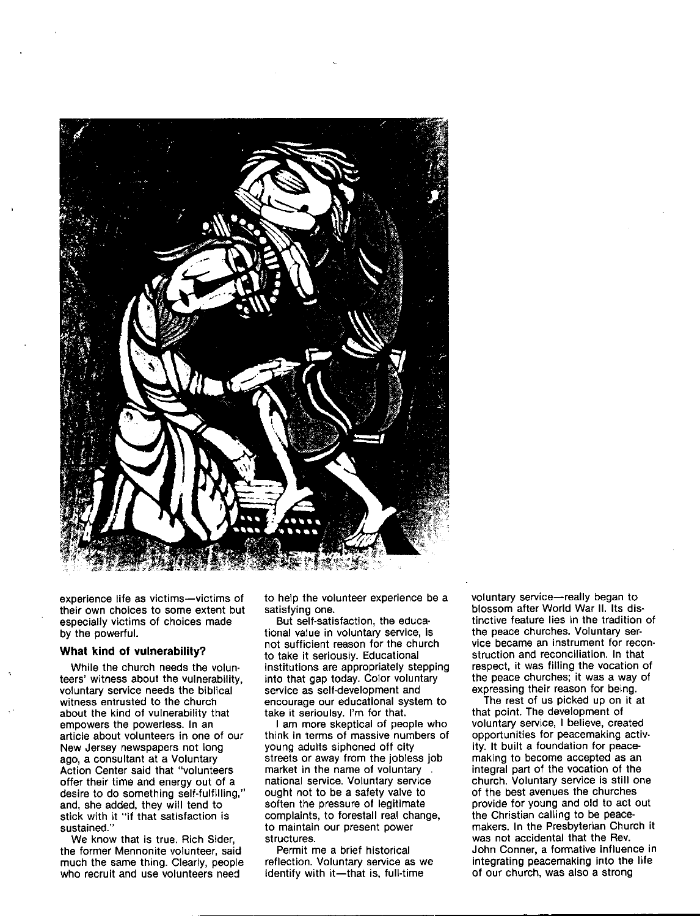experience life as victims—victims of their own choices to some extent but especially victims of choices made by the powerful.

### What kind of vulnerability?

While the church needs the volunteers' witness about the vulnerability, voluntary service needs the biblical witness entrusted to the church about the kind of vulnerability that empowers the powerless. In an article about volunteers in one of our New Jersey newspapers not long ago, a consultant at a Voluntary Action Center said that "volunteers offer their time and energy out of a desire to do something self-fulfilling," and, she added, they will tend to stick with it "if that satisfaction is sustained."

We know that is true. Rich Sider, the former Mennonite volunteer, said much the same thing. Clearly, people who recruit and use volunteers need to help the volunteer experience be a satisfying one.

But self-satisfaction, the educational value in voluntary service, is not sufficient reason for the church to take it seriously. Educational institutions are appropriately stepping into that gap today. Color voluntary service as self-development and encourage our educational system to take it seriously. I'm for that.

I am more skeptical of people who think in terms of massive numbers of young adults siphoned off city streets or away from the jobless job market in the name of voluntary national service. Voluntary service ought not to be a safety valve to soften the pressure of legitimate complaints, to forestall real change, to maintain our present power structures.

Permit me a brief historical reflection. Voluntary service as we identify with it—that is, full-time voluntary service—really began to blossom after World War II. Its distinctive feature lies in the tradition of the peace churches. Voluntary service became an instrument for reconstruction and reconciliation. In that respect, it was filling the vocation of the peace churches; it was a way of expressing their reason for being.

The rest of us picked up on it at that point. The development of voluntary service, I believe, created opportunities for peacemaking activity. It built a foundation for peacemaking to become accepted as an integral part of the vocation of the church. Voluntary service is still one of the best avenues the churches provide for young and old to act out the Christian calling to be peacemakers. In the Presbyterian Church it was not accidental that the Rev. John Conner, a formative influence in integrating peacemaking into the life of our church, was also a strong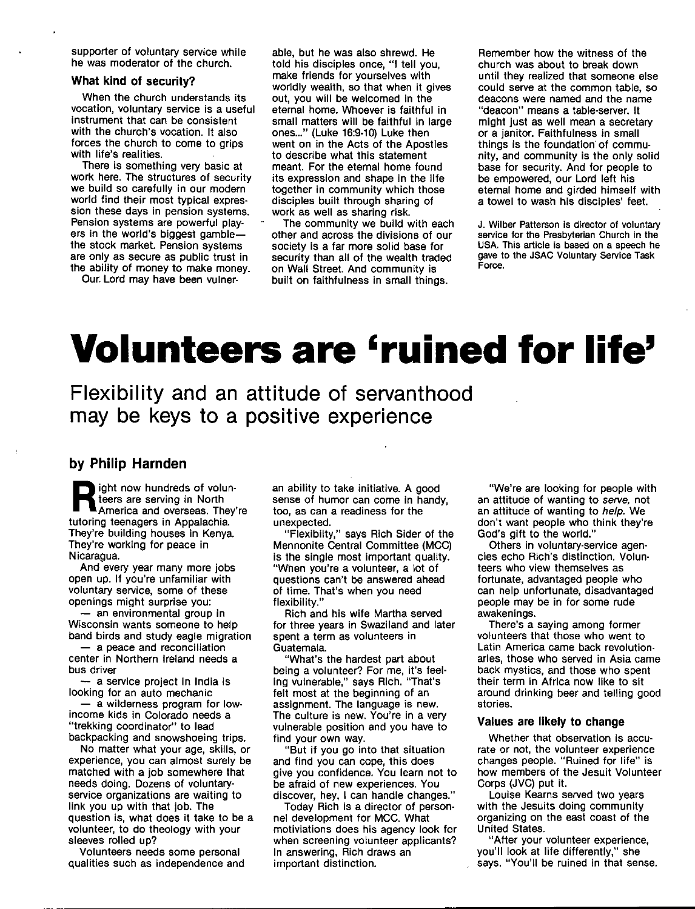supporter of voluntary service while he was moderator of the church.

### What kind of security?

When the church understands its vocation, voluntary service is a useful instrument that can be consistent with the church's vocation. It also forces the church to come to grips with life's realities.

There is something very basic at work here. The structures of security we build so carefully in our modern world find their most typical expression these days in pension systems. Pension systems are powerful players in the world's biggest gamble—the stock market. Pension systems are only as secure as public trust in the ability of money to make money.

Our Lord may have been vulnerable, but he was also shrewd. He told his disciples once, "I tell you, make friends for yourselves with worldly wealth, so that when it gives out, you will be welcomed in the eternal home. Whoever is faithful in small matters will be faithful in large ones..." (Luke 16:9-10) Luke then went on in the Acts of the Apostles to describe what this statement meant. For the eternal home found its expression and shape in the life together in community which those disciples built through sharing of work as well as sharing risk.

The community we build with each other and across the divisions of our society is a far more solid base for security than all of the wealth traded on Wall Street. And community is built on faithfulness in small things.

Remember how the witness of the church was about to break down until they realized that someone else could serve at the common table, so deacons were named and the name "deacon" means a table-server. It might just as well mean a secretary or a janitor. Faithfulness in small things is the foundation of community, and community is the only solid base for security. And for people to be empowered, our Lord left his eternal home and girded himself with a towel to wash his disciples' feet.

J. Wilber Patterson is director of voluntary service for the Presbyterian Church in the USA. This article is based on a speech he gave to the JSAC Voluntary Service Task Force.

# Volunteers are 'ruined for life'

## Flexibility and an attitude of servanthood may be keys to a positive experience

### by Philip Harnden

Right now hundreds of volunteers are serving in North America and overseas. They're tutoring teenagers in Appalachia. They're building houses in Kenya. They're working for peace in Nicaragua.

And every year many more jobs open up. If you're unfamiliar with voluntary service, some of these openings might surprise you:

— an environmental group in Wisconsin wants someone to help band birds and study eagle migration

— a peace and reconciliation center in Northern Ireland needs a bus driver

— a service project in India is looking for an auto mechanic

— a wilderness program for low-income kids in Colorado needs a "trekking coordinator" to lead backpacking and snowshoeing trips.

No matter what your age, skills, or experience, you can almost surely be matched with a job somewhere that needs doing. Dozens of voluntary-service organizations are waiting to link you up with that job. The question is, what does it take to be a volunteer, to do theology with your sleeves rolled up?

Volunteers needs some personal qualities such as independence and an ability to take initiative. A good sense of humor can come in handy, too, as can a readiness for the unexpected.

"Flexibilty," says Rich Sider of the Mennonite Central Committee (MCC) is the single most important quality. "When you're a volunteer, a lot of questions can't be answered ahead of time. That's when you need flexibility."

Rich and his wife Martha served for three years in Swaziland and later spent a term as volunteers in Guatemala.

"What's the hardest part about being a volunteer? For me, it's feeling vulnerable," says Rich. "That's felt most at the beginning of an assignment. The language is new. The culture is new. You're in a very vulnerable position and you have to find your own way.

"But if you go into that situation and find you can cope, this does give you confidence. You learn not to be afraid of new experiences. You discover, hey, I can handle changes."

Today Rich is a director of personnel development for MCC. What motiviations does his agency look for when screening volunteer applicants? In answering, Rich draws an important distinction.

"We're are looking for people with an attitude of wanting to *serve*, not an attitude of wanting to *help*. We don't want people who think they're God's gift to the world."

Others in voluntary-service agencies echo Rich's distinction. Volunteers who view themselves as fortunate, advantaged people who can help unfortunate, disadvantaged people may be in for some rude awakenings.

There's a saying among former volunteers that those who went to Latin America came back revolutionaries, those who served in Asia came back mystics, and those who spent their term in Africa now like to sit around drinking beer and telling good stories.

### Values are likely to change

Whether that observation is accurate or not, the volunteer experience changes people. "Ruined for life" is how members of the Jesuit Volunteer Corps (JVC) put it.

Louise Kearns served two years with the Jesuits doing community organizing on the east coast of the United States.

"After your volunteer experience, you'll look at life differently," she says. "You'll be ruined in that sense.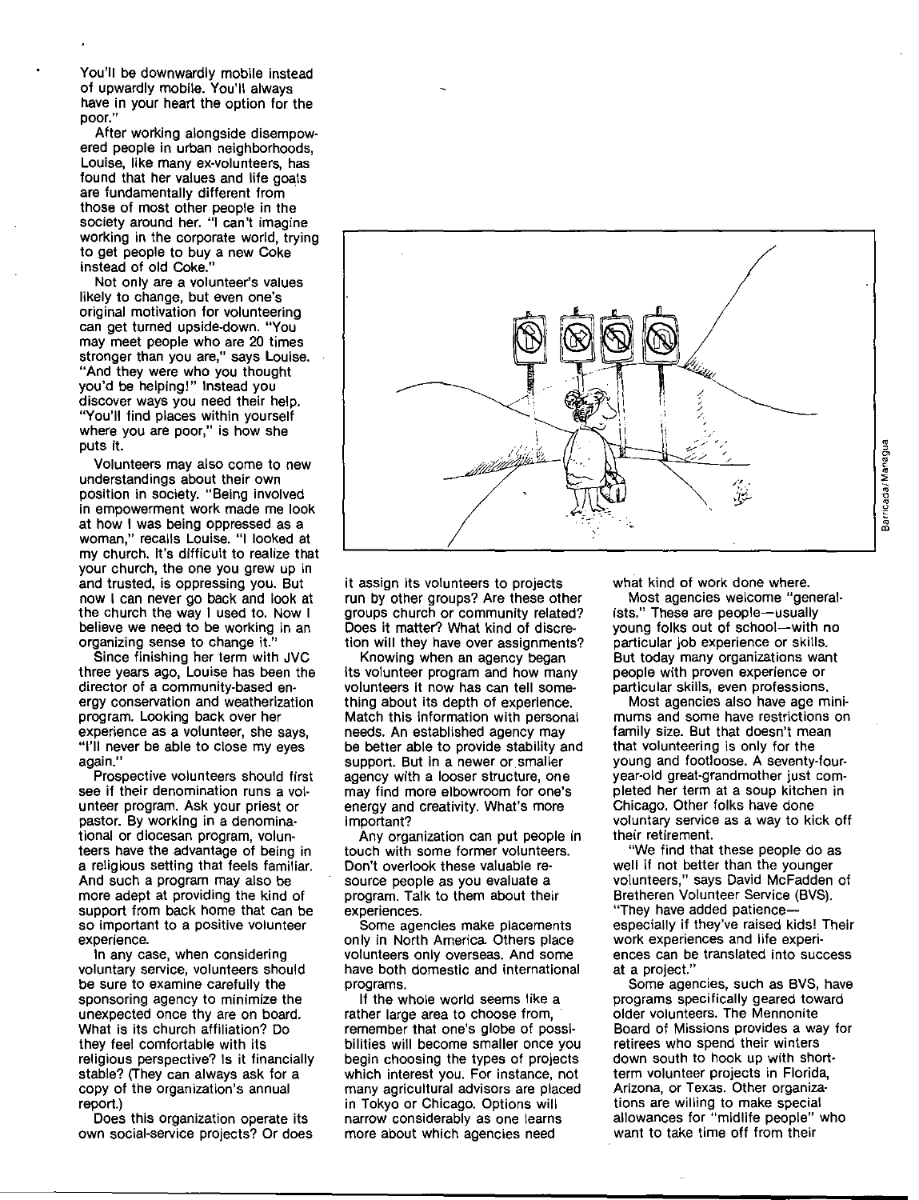You'll be downwardly mobile instead of upwardly mobile. You'll always have in your heart the option for the poor."

After working alongside disempowered people in urban neighborhoods, Louise, like many ex-volunteers, has found that her values and life goals are fundamentally different from those of most other people in the society around her. "I can't imagine working in the corporate world, trying to get people to buy a new Coke instead of old Coke."

Not only are a volunteer's values likely to change, but even one's original motivation for volunteering can get turned upside-down. "You may meet people who are 20 times stronger than you are," says Louise. "And they were who you thought you'd be helping!" Instead you discover ways you need their help. "You'll find places within yourself where you are poor," is how she puts it.

Volunteers may also come to new understandings about their own position in society. "Being involved in empowerment work made me look at how I was being oppressed as a woman," recalls Louise. "I looked at my church. It's difficult to realize that your church, the one you grew up in and trusted, is oppressing you. But now I can never go back and look at the church the way I used to. Now I believe we need to be working in an organizing sense to change it."

Since finishing her term with JVC three years ago, Louise has been the director of a community-based energy conservation and weatherization program. Looking back over her experience as a volunteer, she says, "I'll never be able to close my eyes again."

Prospective volunteers should first see if their denomination runs a volunteer program. Ask your priest or pastor. By working in a denominational or diocesan program, volunteers have the advantage of being in a religious setting that feels familiar. And such a program may also be more adept at providing the kind of support from back home that can be so important to a positive volunteer experience.

In any case, when considering voluntary service, volunteers should be sure to examine carefully the sponsoring agency to minimize the unexpected once thy are on board. What is its church affiliation? Do they feel comfortable with its religious perspective? Is it financially stable? (They can always ask for a copy of the organization's annual report.)

Does this organization operate its own social-service projects? Or does it assign its volunteers to projects run by other groups? Are these other groups church or community related? Does it matter? What kind of discretion will they have over assignments?

Knowing when an agency began its volunteer program and how many volunteers it now has can tell something about its depth of experience. Match this information with personal needs. An established agency may be better able to provide stability and support. But in a newer or smaller agency with a looser structure, one may find more elbowroom for one's energy and creativity. What's more important?

Any organization can put people in touch with some former volunteers. Don't overlook these valuable resource people as you evaluate a program. Talk to them about their experiences.

Some agencies make placements only in North America. Others place volunteers only overseas. And some have both domestic and international programs.

If the whole world seems like a rather large area to choose from, remember that one's globe of possibilities will become smaller once you begin choosing the types of projects which interest you. For instance, not many agricultural advisors are placed in Tokyo or Chicago. Options will narrow considerably as one learns more about which agencies need what kind of work done where.

Most agencies welcome "generalists." These are people—usually young folks out of school—with no particular job experience or skills. But today many organizations want people with proven experience or particular skills, even professions.

Most agencies also have age minimums and some have restrictions on family size. But that doesn't mean that volunteering is only for the young and footloose. A seventy-four-year-old great-grandmother just completed her term at a soup kitchen in Chicago. Other folks have done voluntary service as a way to kick off their retirement.

"We find that these people do as well if not better than the younger volunteers," says David McFadden of Bretheren Volunteer Service (BVS). "They have added patience—especially if they've raised kids! Their work experiences and life experiences can be translated into success at a project."

Some agencies, such as BVS, have programs specifically geared toward older volunteers. The Mennonite Board of Missions provides a way for retirees who spend their winters down south to hook up with short-term volunteer projects in Florida, Arizona, or Texas. Other organizations are willing to make special allowances for "midlife people" who want to take time off from their

Barricada/Managua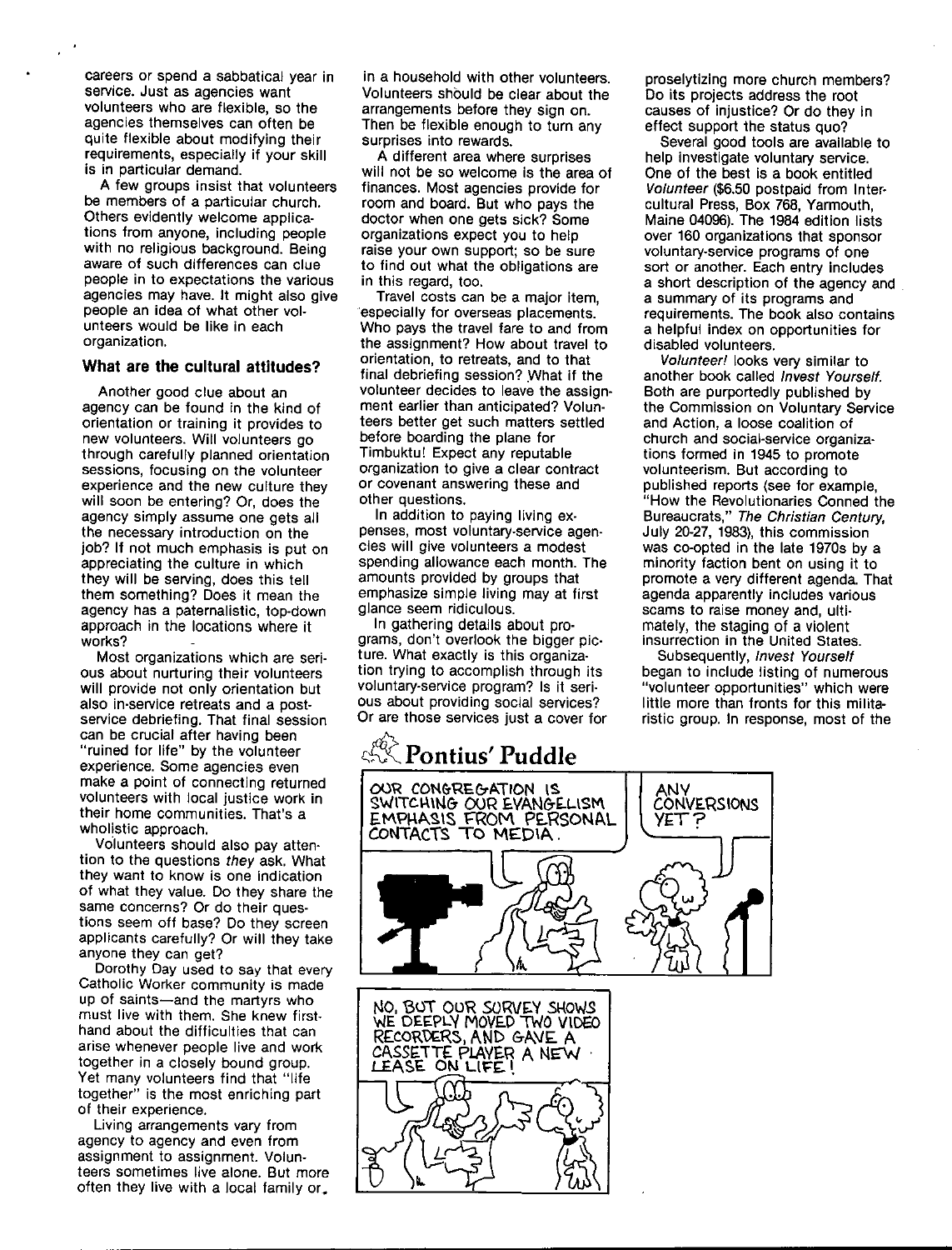careers or spend a sabbatical year in service. Just as agencies want volunteers who are flexible, so the agencies themselves can often be quite flexible about modifying their requirements, especially if your skill is in particular demand.

A few groups insist that volunteers be members of a particular church. Others evidently welcome applications from anyone, including people with no religious background. Being aware of such differences can clue people in to expectations the various agencies may have. It might also give people an idea of what other volunteers would be like in each organization.

### What are the cultural attitudes?

Another good clue about an agency can be found in the kind of orientation or training it provides to new volunteers. Will volunteers go through carefully planned orientation sessions, focusing on the volunteer experience and the new culture they will soon be entering? Or, does the agency simply assume one gets all the necessary introduction on the job? If not much emphasis is put on appreciating the culture in which they will be serving, does this tell them something? Does it mean the agency has a paternalistic, top-down approach in the locations where it works?

Most organizations which are serious about nurturing their volunteers will provide not only orientation but also in-service retreats and a post-service debriefing. That final session can be crucial after having been "ruined for life" by the volunteer experience. Some agencies even make a point of connecting returned volunteers with local justice work in their home communities. That's a wholistic approach.

Volunteers should also pay attention to the questions *they* ask. What they want to know is one indication of what they value. Do they share the same concerns? Or do their questions seem off base? Do they screen applicants carefully? Or will they take anyone they can get?

Dorothy Day used to say that every Catholic Worker community is made up of saints—and the martyrs who must live with them. She knew first-hand about the difficulties that can arise whenever people live and work together in a closely bound group. Yet many volunteers find that "life together" is the most enriching part of their experience.

Living arrangements vary from agency to agency and even from assignment to assignment. Volunteers sometimes live alone. But more often they live with a local family or in a household with other volunteers. Volunteers should be clear about the arrangements before they sign on. Then be flexible enough to turn any surprises into rewards.

A different area where surprises will not be so welcome is the area of finances. Most agencies provide for room and board. But who pays the doctor when one gets sick? Some organizations expect you to help raise your own support; so be sure to find out what the obligations are in this regard, too.

Travel costs can be a major item, especially for overseas placements. Who pays the travel fare to and from the assignment? How about travel to orientation, to retreats, and to that final debriefing session? What if the volunteer decides to leave the assignment earlier than anticipated? Volunteers better get such matters settled before boarding the plane for Timbuktu! Expect any reputable organization to give a clear contract or covenant answering these and other questions.

In addition to paying living expenses, most voluntary-service agencies will give volunteers a modest spending allowance each month. The amounts provided by groups that emphasize simple living may at first glance seem ridiculous.

In gathering details about programs, don't overlook the bigger picture. What exactly is this organization trying to accomplish through its voluntary-service program? Is it serious about providing social services? Or are those services just a cover for proselytizing more church members? Do its projects address the root causes of injustice? Or do they in effect support the status quo?

Several good tools are available to help investigate voluntary service. One of the best is a book entitled *Volunteer* ($6.50 postpaid from Intercultural Press, Box 768, Yarmouth, Maine 04096). The 1984 edition lists over 160 organizations that sponsor voluntary-service programs of one sort or another. Each entry includes a short description of the agency and a summary of its programs and requirements. The book also contains a helpful index on opportunities for disabled volunteers.

*Volunteer!* looks very similar to another book called *Invest Yourself.* Both are purportedly published by the Commission on Voluntary Service and Action, a loose coalition of church and social-service organizations formed in 1945 to promote volunteerism. But according to published reports (see for example, "How the Revolutionaries Conned the Bureaucrats," *The Christian Century,* July 20-27, 1983), this commission was co-opted in the late 1970s by a minority faction bent on using it to promote a very different agenda. That agenda apparently includes various scams to raise money and, ultimately, the staging of a violent insurrection in the United States.

Subsequently, *Invest Yourself* began to include listing of numerous "volunteer opportunities" which were little more than fronts for this militaristic group. In response, most of the

**Pontius' Puddle**

OUR CONGREGATION IS SWITCHING OUR EVANGELISM EMPHASIS FROM PERSONAL CONTACTS TO MEDIA.

ANY CONVERSIONS YET?

NO, BUT OUR SURVEY SHOWS WE DEEPLY MOVED TWO VIDEO RECORDERS, AND GAVE A CASSETTE PLAYER A NEW LEASE ON LIFE!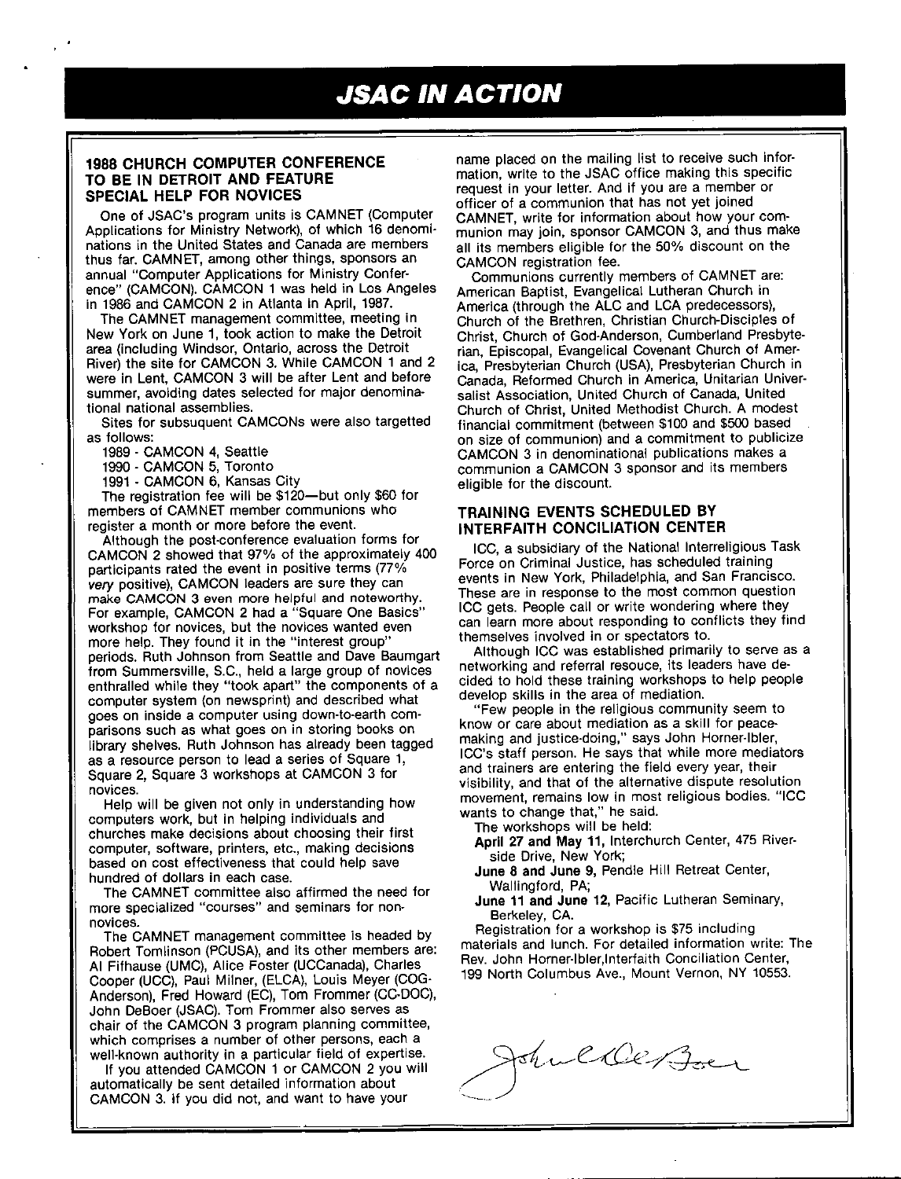# JSAC IN ACTION

## 1988 CHURCH COMPUTER CONFERENCE TO BE IN DETROIT AND FEATURE SPECIAL HELP FOR NOVICES

One of JSAC's program units is CAMNET (Computer Applications for Ministry Network), of which 16 denominations in the United States and Canada are members thus far. CAMNET, among other things, sponsors an annual "Computer Applications for Ministry Conference" (CAMCON). CAMCON 1 was held in Los Angeles in 1986 and CAMCON 2 in Atlanta in April, 1987.

The CAMNET management committee, meeting in New York on June 1, took action to make the Detroit area (including Windsor, Ontario, across the Detroit River) the site for CAMCON 3. While CAMCON 1 and 2 were in Lent, CAMCON 3 will be after Lent and before summer, avoiding dates selected for major denominational national assemblies.

Sites for subsuquent CAMCONs were also targetted as follows:

1989 - CAMCON 4, Seattle
1990 - CAMCON 5, Toronto
1991 - CAMCON 6, Kansas City

The registration fee will be $120—but only $60 for members of CAMNET member communions who register a month or more before the event.

Although the post-conference evaluation forms for CAMCON 2 showed that 97% of the approximately 400 participants rated the event in positive terms (77% *very* positive), CAMCON leaders are sure they can make CAMCON 3 even more helpful and noteworthy. For example, CAMCON 2 had a "Square One Basics" workshop for novices, but the novices wanted even more help. They found it in the "interest group" periods. Ruth Johnson from Seattle and Dave Baumgart from Summersville, S.C., held a large group of novices enthralled while they "took apart" the components of a computer system (on newsprint) and described what goes on inside a computer using down-to-earth comparisons such as what goes on in storing books on library shelves. Ruth Johnson has already been tagged as a resource person to lead a series of Square 1, Square 2, Square 3 workshops at CAMCON 3 for novices.

Help will be given not only in understanding how computers work, but in helping individuals and churches make decisions about choosing their first computer, software, printers, etc., making decisions based on cost effectiveness that could help save hundred of dollars in each case.

The CAMNET committee also affirmed the need for more specialized "courses" and seminars for non-novices.

The CAMNET management committee is headed by Robert Tomlinson (PCUSA), and its other members are: Al Fifhause (UMC), Alice Foster (UCCanada), Charles Cooper (UCC), Paul Milner, (ELCA), Louis Meyer (COG-Anderson), Fred Howard (EC), Tom Frommer (CC-DOC), John DeBoer (JSAC). Tom Frommer also serves as chair of the CAMCON 3 program planning committee, which comprises a number of other persons, each a well-known authority in a particular field of expertise.

If you attended CAMCON 1 or CAMCON 2 you will automatically be sent detailed information about CAMCON 3. If you did not, and want to have your name placed on the mailing list to receive such information, write to the JSAC office making this specific request in your letter. And if you are a member or officer of a communion that has not yet joined CAMNET, write for information about how your communion may join, sponsor CAMCON 3, and thus make all its members eligible for the 50% discount on the CAMCON registration fee.

Communions currently members of CAMNET are: American Baptist, Evangelical Lutheran Church in America (through the ALC and LCA predecessors), Church of the Brethren, Christian Church-Disciples of Christ, Church of God-Anderson, Cumberland Presbyterian, Episcopal, Evangelical Covenant Church of America, Presbyterian Church (USA), Presbyterian Church in Canada, Reformed Church in America, Unitarian Universalist Association, United Church of Canada, United Church of Christ, United Methodist Church. A modest financial commitment (between $100 and $500 based on size of communion) and a commitment to publicize CAMCON 3 in denominational publications makes a communion a CAMCON 3 sponsor and its members eligible for the discount.

## TRAINING EVENTS SCHEDULED BY INTERFAITH CONCILIATION CENTER

ICC, a subsidiary of the National Interreligious Task Force on Criminal Justice, has scheduled training events in New York, Philadelphia, and San Francisco. These are in response to the most common question ICC gets. People call or write wondering where they can learn more about responding to conflicts they find themselves involved in or spectators to.

Although ICC was established primarily to serve as a networking and referral resouce, its leaders have decided to hold these training workshops to help people develop skills in the area of mediation.

"Few people in the religious community seem to know or care about mediation as a skill for peacemaking and justice-doing," says John Horner-Ibler, ICC's staff person. He says that while more mediators and trainers are entering the field every year, their visibility, and that of the alternative dispute resolution movement, remains low in most religious bodies. "ICC wants to change that," he said.

The workshops will be held:

**April 27 and May 11,** Interchurch Center, 475 Riverside Drive, New York;

**June 8 and June 9,** Pendle Hill Retreat Center, Wallingford, PA;

**June 11 and June 12,** Pacific Lutheran Seminary, Berkeley, CA.

Registration for a workshop is $75 including materials and lunch. For detailed information write: The Rev. John Horner-Ibler,Interfaith Conciliation Center, 199 North Columbus Ave., Mount Vernon, NY 10553.

John DeBoer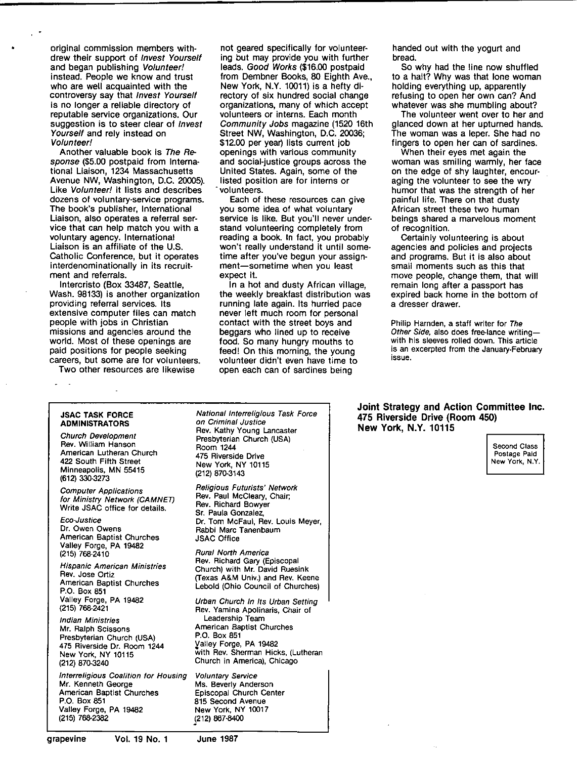original commission members withdrew their support of *Invest Yourself* and began publishing *Volunteer!* instead. People we know and trust who are well acquainted with the controversy say that *Invest Yourself* is no longer a reliable directory of reputable service organizations. Our suggestion is to steer clear of *Invest Yourself* and rely instead on *Volunteer!*

Another valuable book is *The Response* ($5.00 postpaid from International Liaison, 1234 Massachusetts Avenue NW, Washington, D.C. 20005). Like *Volunteer!* it lists and describes dozens of voluntary-service programs. The book's publisher, International Liaison, also operates a referral service that can help match you with a voluntary agency. International Liaison is an affiliate of the U.S. Catholic Conference, but it operates interdenominationally in its recruitment and referrals.

Intercristo (Box 33487, Seattle, Wash. 98133) is another organization providing referral services. Its extensive computer files can match people with jobs in Christian missions and agencies around the world. Most of these openings are paid positions for people seeking careers, but some are for volunteers.

Two other resources are likewise not geared specifically for volunteering but may provide you with further leads. *Good Works* ($16.00 postpaid from Dembner Books, 80 Eighth Ave., New York, N.Y. 10011) is a hefty directory of six hundred social change organizations, many of which accept volunteers or interns. Each month *Community Jobs* magazine (1520 16th Street NW, Washington, D.C. 20036; $12.00 per year) lists current job openings with various community and social-justice groups across the United States. Again, some of the listed position are for interns or volunteers.

Each of these resources can give you some idea of what voluntary service is like. But you'll never understand volunteering completely from reading a book. In fact, you probably won't really understand it until sometime after you've begun your assignment—sometime when you least expect it.

In a hot and dusty African village, the weekly breakfast distribution was running late again. Its hurried pace never left much room for personal contact with the street boys and beggars who lined up to receive food. So many hungry mouths to feed! On this morning, the young volunteer didn't even have time to open each can of sardines being handed out with the yogurt and bread.

So why had the line now shuffled to a halt? Why was that lone woman holding everything up, apparently refusing to open her own can? And whatever was she mumbling about?

The volunteer went over to her and glanced down at her upturned hands. The woman was a leper. She had no fingers to open her can of sardines.

When their eyes met again the woman was smiling warmly, her face on the edge of shy laughter, encouraging the volunteer to see the wry humor that was the strength of her painful life. There on that dusty African street these two human beings shared a marvelous moment of recognition.

Certainly volunteering is about agencies and policies and projects and programs. But it is also about small moments such as this that move people, change them, that will remain long after a passport has expired back home in the bottom of a dresser drawer.

*Philip Harnden, a staff writer for The Other Side, also does free-lance writing—with his sleeves rolled down. This article is an excerpted from the January-February issue.*

---

**JSAC TASK FORCE ADMINISTRATORS**

*Church Development*
Rev. William Hanson
American Lutheran Church
422 South Fifth Street
Minneapolis, MN 55415
(612) 330-3273

*Computer Applications for Ministry Network (CAMNET)*
Write JSAC office for details.

*Eco-Justice*
Dr. Owen Owens
American Baptist Churches
Valley Forge, PA 19482
(215) 768-2410

*Hispanic American Ministries*
Rev. Jose Ortiz
American Baptist Churches
P.O. Box 851
Valley Forge, PA 19482
(215) 768-2421

*Indian Ministries*
Mr. Ralph Scissons
Presbyterian Church (USA)
475 Riverside Dr. Room 1244
New York, NY 10115
(212) 870-3240

*Interreligious Coalition for Housing*
Mr. Kenneth George
American Baptist Churches
P.O. Box 851
Valley Forge, PA 19482
(215) 768-2382

*National Interreligious Task Force on Criminal Justice*
Rev. Kathy Young Lancaster
Presbyterian Church (USA)
Room 1244
475 Riverside Drive
New York, NY 10115
(212) 870-3143

*Religious Futurists' Network*
Rev. Paul McCleary, Chair;
Rev. Richard Bowyer
Sr. Paula Gonzalez,
Dr. Tom McFaul, Rev. Louis Meyer,
Rabbi Marc Tanenbaum
JSAC Office

*Rural North America*
Rev. Richard Gary (Episcopal Church) with Mr. David Ruesink (Texas A&M Univ.) and Rev. Keene Lebold (Ohio Council of Churches)

*Urban Church In Its Urban Setting*
Rev. Yamina Apolinaris, Chair of Leadership Team
American Baptist Churches
P.O. Box 851
Valley Forge, PA 19482
with Rev. Sherman Hicks, (Lutheran Church in America), Chicago

*Voluntary Service*
Ms. Beverly Anderson
Episcopal Church Center
815 Second Avenue
New York, NY 10017
(212) 867-8400

---

**Joint Strategy and Action Committee Inc.**
**475 Riverside Drive (Room 450)**
**New York, N.Y. 10115**

Second Class
Postage Paid
New York, N.Y.